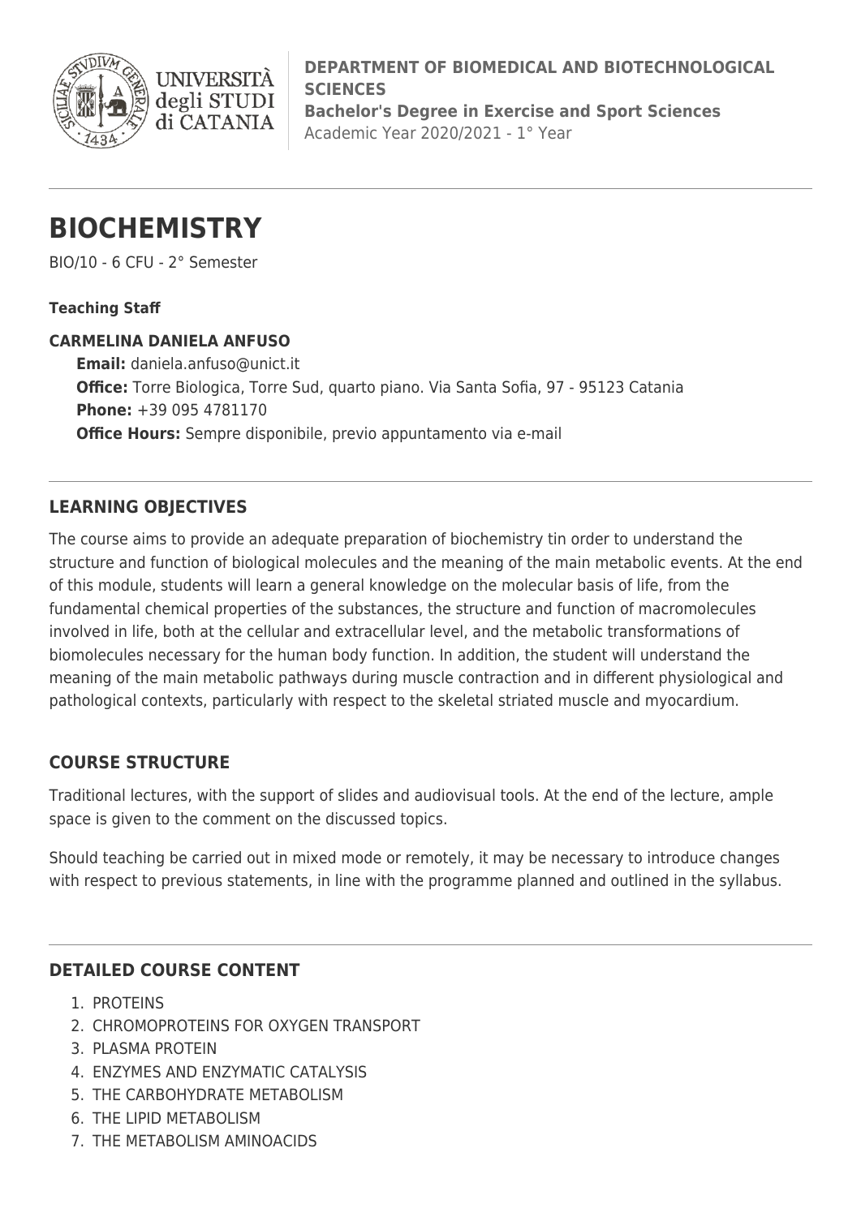**DEPARTMENT OF BIOMEDICAL AND BIOTECHNOLOGICAL SCIENCES**
**Bachelor's Degree in Exercise and Sport Sciences**
Academic Year 2020/2021 - 1° Year

# BIOCHEMISTRY

BIO/10 - 6 CFU - 2° Semester

**Teaching Staff**

**CARMELINA DANIELA ANFUSO**
**Email:** daniela.anfuso@unict.it
**Office:** Torre Biologica, Torre Sud, quarto piano. Via Santa Sofia, 97 - 95123 Catania
**Phone:** +39 095 4781170
**Office Hours:** Sempre disponibile, previo appuntamento via e-mail

## LEARNING OBJECTIVES

The course aims to provide an adequate preparation of biochemistry tin order to understand the structure and function of biological molecules and the meaning of the main metabolic events. At the end of this module, students will learn a general knowledge on the molecular basis of life, from the fundamental chemical properties of the substances, the structure and function of macromolecules involved in life, both at the cellular and extracellular level, and the metabolic transformations of biomolecules necessary for the human body function. In addition, the student will understand the meaning of the main metabolic pathways during muscle contraction and in different physiological and pathological contexts, particularly with respect to the skeletal striated muscle and myocardium.

## COURSE STRUCTURE

Traditional lectures, with the support of slides and audiovisual tools. At the end of the lecture, ample space is given to the comment on the discussed topics.

Should teaching be carried out in mixed mode or remotely, it may be necessary to introduce changes with respect to previous statements, in line with the programme planned and outlined in the syllabus.

## DETAILED COURSE CONTENT

1. PROTEINS
2. CHROMOPROTEINS FOR OXYGEN TRANSPORT
3. PLASMA PROTEIN
4. ENZYMES AND ENZYMATIC CATALYSIS
5. THE CARBOHYDRATE METABOLISM
6. THE LIPID METABOLISM
7. THE METABOLISM AMINOACIDS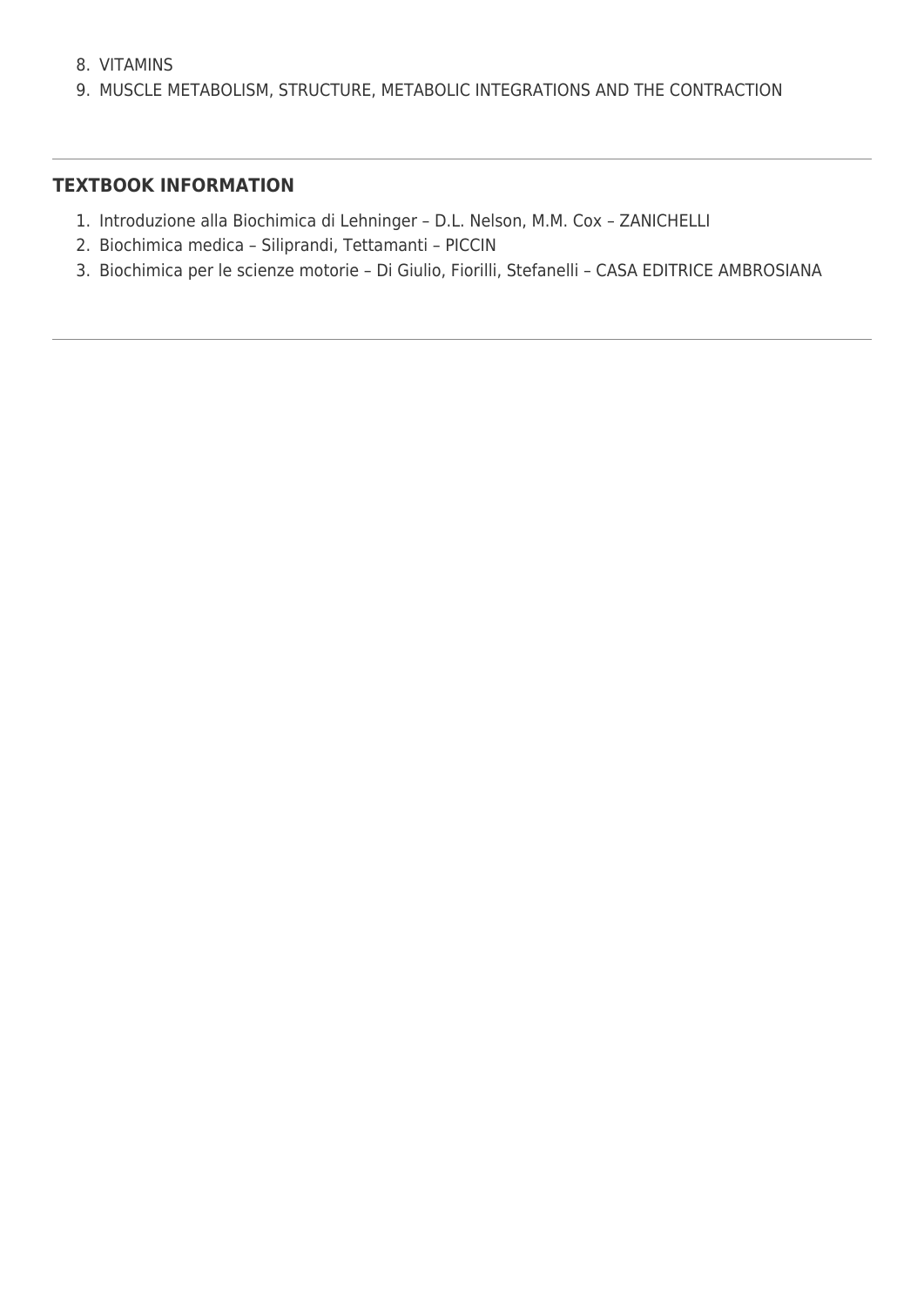8. VITAMINS
9. MUSCLE METABOLISM, STRUCTURE, METABOLIC INTEGRATIONS AND THE CONTRACTION

---

## TEXTBOOK INFORMATION

1. Introduzione alla Biochimica di Lehninger – D.L. Nelson, M.M. Cox – ZANICHELLI
2. Biochimica medica – Siliprandi, Tettamanti – PICCIN
3. Biochimica per le scienze motorie – Di Giulio, Fiorilli, Stefanelli – CASA EDITRICE AMBROSIANA

---